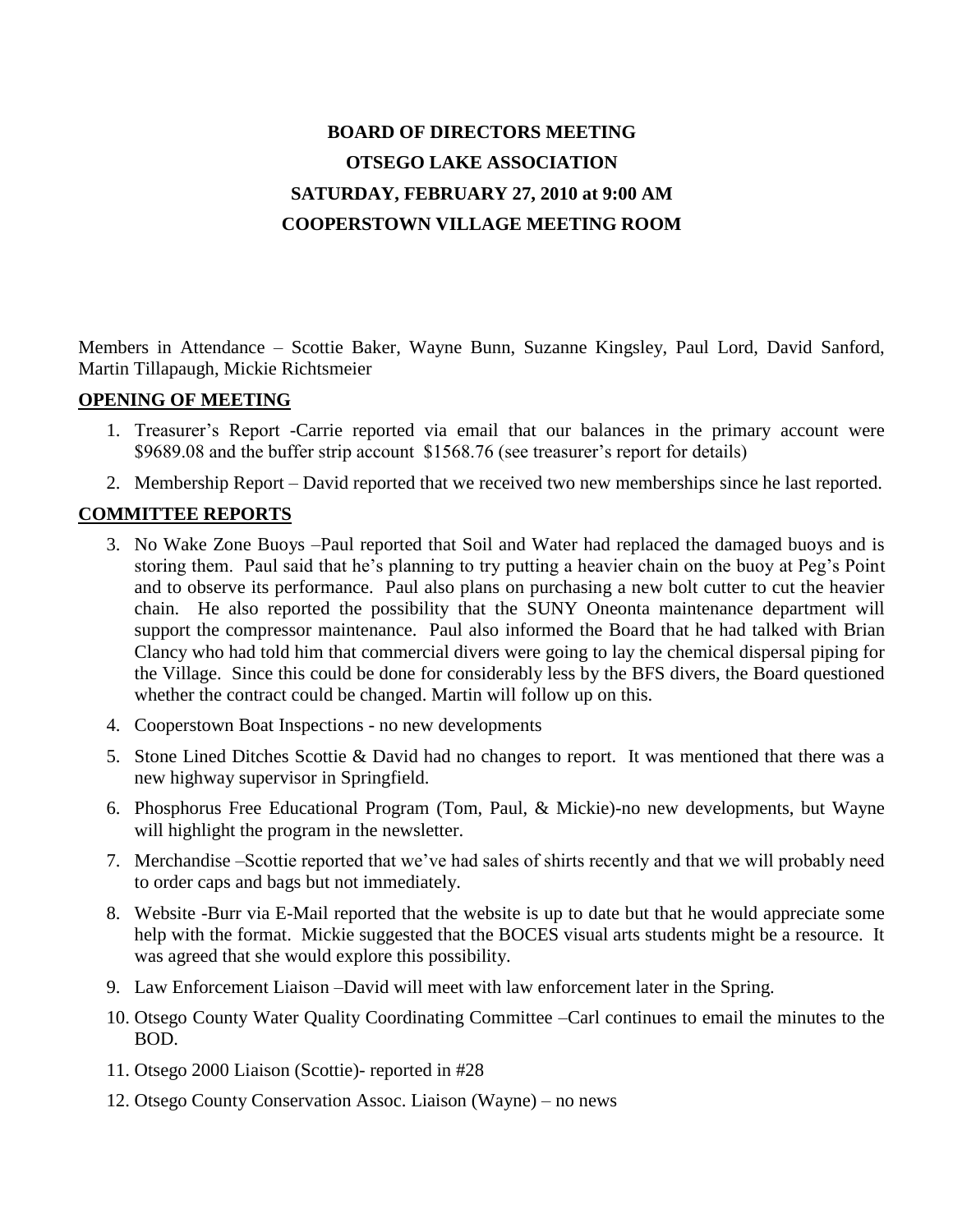# BOARD OF DIRECTORS MEETING
# OTSEGO LAKE ASSOCIATION
# SATURDAY, FEBRUARY 27, 2010 at 9:00 AM
# COOPERSTOWN VILLAGE MEETING ROOM

Members in Attendance – Scottie Baker, Wayne Bunn, Suzanne Kingsley, Paul Lord, David Sanford, Martin Tillapaugh, Mickie Richtsmeier

## OPENING OF MEETING

1. Treasurer's Report -Carrie reported via email that our balances in the primary account were \$9689.08 and the buffer strip account \$1568.76 (see treasurer's report for details)
2. Membership Report – David reported that we received two new memberships since he last reported.

## COMMITTEE REPORTS

3. No Wake Zone Buoys –Paul reported that Soil and Water had replaced the damaged buoys and is storing them. Paul said that he's planning to try putting a heavier chain on the buoy at Peg's Point and to observe its performance. Paul also plans on purchasing a new bolt cutter to cut the heavier chain. He also reported the possibility that the SUNY Oneonta maintenance department will support the compressor maintenance. Paul also informed the Board that he had talked with Brian Clancy who had told him that commercial divers were going to lay the chemical dispersal piping for the Village. Since this could be done for considerably less by the BFS divers, the Board questioned whether the contract could be changed. Martin will follow up on this.
4. Cooperstown Boat Inspections - no new developments
5. Stone Lined Ditches Scottie & David had no changes to report. It was mentioned that there was a new highway supervisor in Springfield.
6. Phosphorus Free Educational Program (Tom, Paul, & Mickie)-no new developments, but Wayne will highlight the program in the newsletter.
7. Merchandise –Scottie reported that we've had sales of shirts recently and that we will probably need to order caps and bags but not immediately.
8. Website -Burr via E-Mail reported that the website is up to date but that he would appreciate some help with the format. Mickie suggested that the BOCES visual arts students might be a resource. It was agreed that she would explore this possibility.
9. Law Enforcement Liaison –David will meet with law enforcement later in the Spring.
10. Otsego County Water Quality Coordinating Committee –Carl continues to email the minutes to the BOD.
11. Otsego 2000 Liaison (Scottie)- reported in #28
12. Otsego County Conservation Assoc. Liaison (Wayne) – no news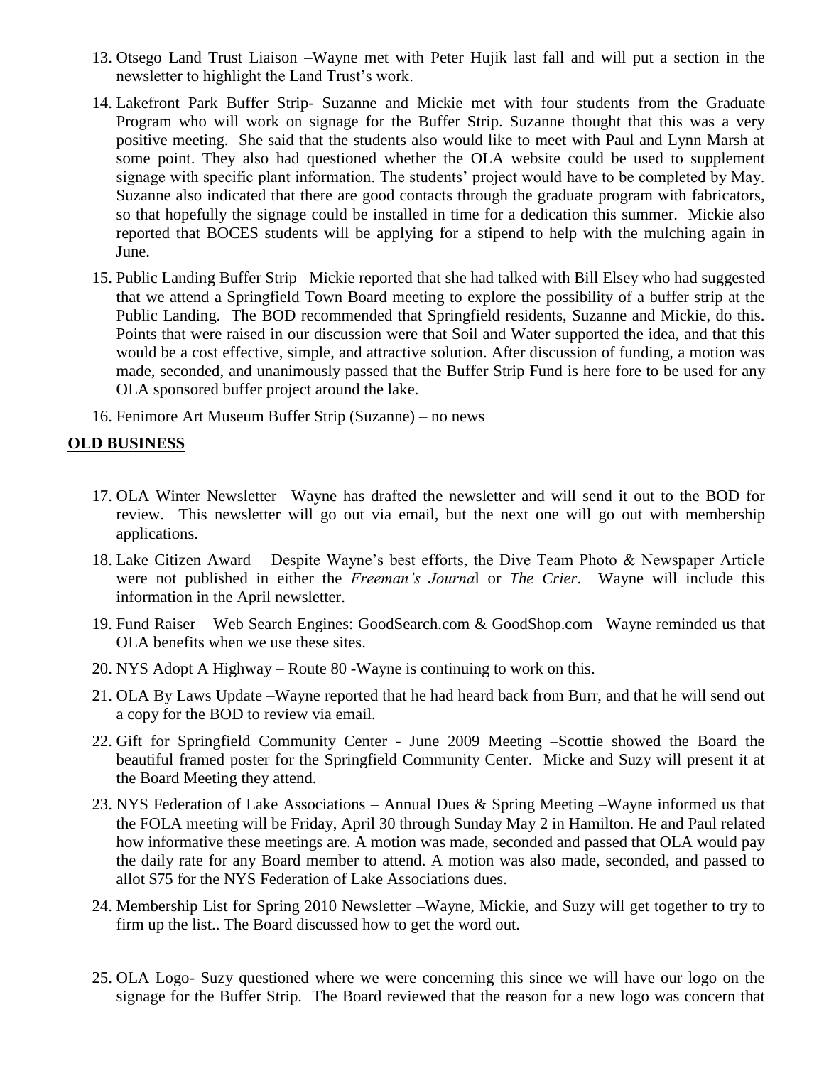13. Otsego Land Trust Liaison –Wayne met with Peter Hujik last fall and will put a section in the newsletter to highlight the Land Trust's work.

14. Lakefront Park Buffer Strip- Suzanne and Mickie met with four students from the Graduate Program who will work on signage for the Buffer Strip. Suzanne thought that this was a very positive meeting. She said that the students also would like to meet with Paul and Lynn Marsh at some point. They also had questioned whether the OLA website could be used to supplement signage with specific plant information. The students' project would have to be completed by May. Suzanne also indicated that there are good contacts through the graduate program with fabricators, so that hopefully the signage could be installed in time for a dedication this summer. Mickie also reported that BOCES students will be applying for a stipend to help with the mulching again in June.

15. Public Landing Buffer Strip –Mickie reported that she had talked with Bill Elsey who had suggested that we attend a Springfield Town Board meeting to explore the possibility of a buffer strip at the Public Landing. The BOD recommended that Springfield residents, Suzanne and Mickie, do this. Points that were raised in our discussion were that Soil and Water supported the idea, and that this would be a cost effective, simple, and attractive solution. After discussion of funding, a motion was made, seconded, and unanimously passed that the Buffer Strip Fund is here fore to be used for any OLA sponsored buffer project around the lake.

16. Fenimore Art Museum Buffer Strip (Suzanne) – no news

**OLD BUSINESS**

17. OLA Winter Newsletter –Wayne has drafted the newsletter and will send it out to the BOD for review. This newsletter will go out via email, but the next one will go out with membership applications.

18. Lake Citizen Award – Despite Wayne's best efforts, the Dive Team Photo & Newspaper Article were not published in either the *Freeman's Journa*l or *The Crier*. Wayne will include this information in the April newsletter.

19. Fund Raiser – Web Search Engines: GoodSearch.com & GoodShop.com –Wayne reminded us that OLA benefits when we use these sites.

20. NYS Adopt A Highway – Route 80 -Wayne is continuing to work on this.

21. OLA By Laws Update –Wayne reported that he had heard back from Burr, and that he will send out a copy for the BOD to review via email.

22. Gift for Springfield Community Center - June 2009 Meeting –Scottie showed the Board the beautiful framed poster for the Springfield Community Center. Micke and Suzy will present it at the Board Meeting they attend.

23. NYS Federation of Lake Associations – Annual Dues & Spring Meeting –Wayne informed us that the FOLA meeting will be Friday, April 30 through Sunday May 2 in Hamilton. He and Paul related how informative these meetings are. A motion was made, seconded and passed that OLA would pay the daily rate for any Board member to attend. A motion was also made, seconded, and passed to allot $75 for the NYS Federation of Lake Associations dues.

24. Membership List for Spring 2010 Newsletter –Wayne, Mickie, and Suzy will get together to try to firm up the list.. The Board discussed how to get the word out.

25. OLA Logo- Suzy questioned where we were concerning this since we will have our logo on the signage for the Buffer Strip. The Board reviewed that the reason for a new logo was concern that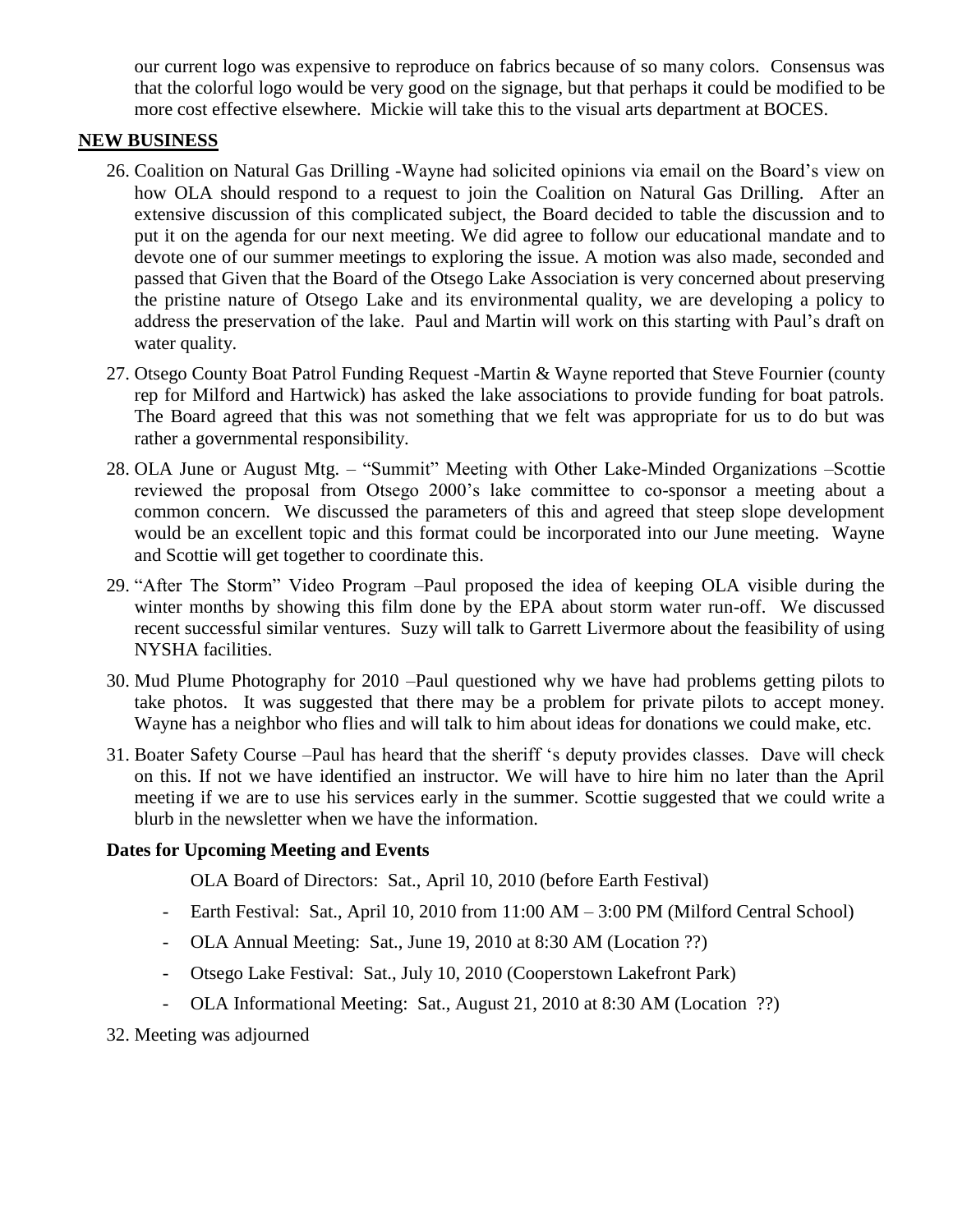our current logo was expensive to reproduce on fabrics because of so many colors. Consensus was that the colorful logo would be very good on the signage, but that perhaps it could be modified to be more cost effective elsewhere. Mickie will take this to the visual arts department at BOCES.

## NEW BUSINESS

26. Coalition on Natural Gas Drilling -Wayne had solicited opinions via email on the Board's view on how OLA should respond to a request to join the Coalition on Natural Gas Drilling. After an extensive discussion of this complicated subject, the Board decided to table the discussion and to put it on the agenda for our next meeting. We did agree to follow our educational mandate and to devote one of our summer meetings to exploring the issue. A motion was also made, seconded and passed that Given that the Board of the Otsego Lake Association is very concerned about preserving the pristine nature of Otsego Lake and its environmental quality, we are developing a policy to address the preservation of the lake. Paul and Martin will work on this starting with Paul's draft on water quality.
27. Otsego County Boat Patrol Funding Request -Martin & Wayne reported that Steve Fournier (county rep for Milford and Hartwick) has asked the lake associations to provide funding for boat patrols. The Board agreed that this was not something that we felt was appropriate for us to do but was rather a governmental responsibility.
28. OLA June or August Mtg. – "Summit" Meeting with Other Lake-Minded Organizations –Scottie reviewed the proposal from Otsego 2000's lake committee to co-sponsor a meeting about a common concern. We discussed the parameters of this and agreed that steep slope development would be an excellent topic and this format could be incorporated into our June meeting. Wayne and Scottie will get together to coordinate this.
29. "After The Storm" Video Program –Paul proposed the idea of keeping OLA visible during the winter months by showing this film done by the EPA about storm water run-off. We discussed recent successful similar ventures. Suzy will talk to Garrett Livermore about the feasibility of using NYSHA facilities.
30. Mud Plume Photography for 2010 –Paul questioned why we have had problems getting pilots to take photos. It was suggested that there may be a problem for private pilots to accept money. Wayne has a neighbor who flies and will talk to him about ideas for donations we could make, etc.
31. Boater Safety Course –Paul has heard that the sheriff 's deputy provides classes. Dave will check on this. If not we have identified an instructor. We will have to hire him no later than the April meeting if we are to use his services early in the summer. Scottie suggested that we could write a blurb in the newsletter when we have the information.

**Dates for Upcoming Meeting and Events**

OLA Board of Directors: Sat., April 10, 2010 (before Earth Festival)

- Earth Festival: Sat., April 10, 2010 from 11:00 AM – 3:00 PM (Milford Central School)
- OLA Annual Meeting: Sat., June 19, 2010 at 8:30 AM (Location ??)
- Otsego Lake Festival: Sat., July 10, 2010 (Cooperstown Lakefront Park)
- OLA Informational Meeting: Sat., August 21, 2010 at 8:30 AM (Location ??)

32. Meeting was adjourned